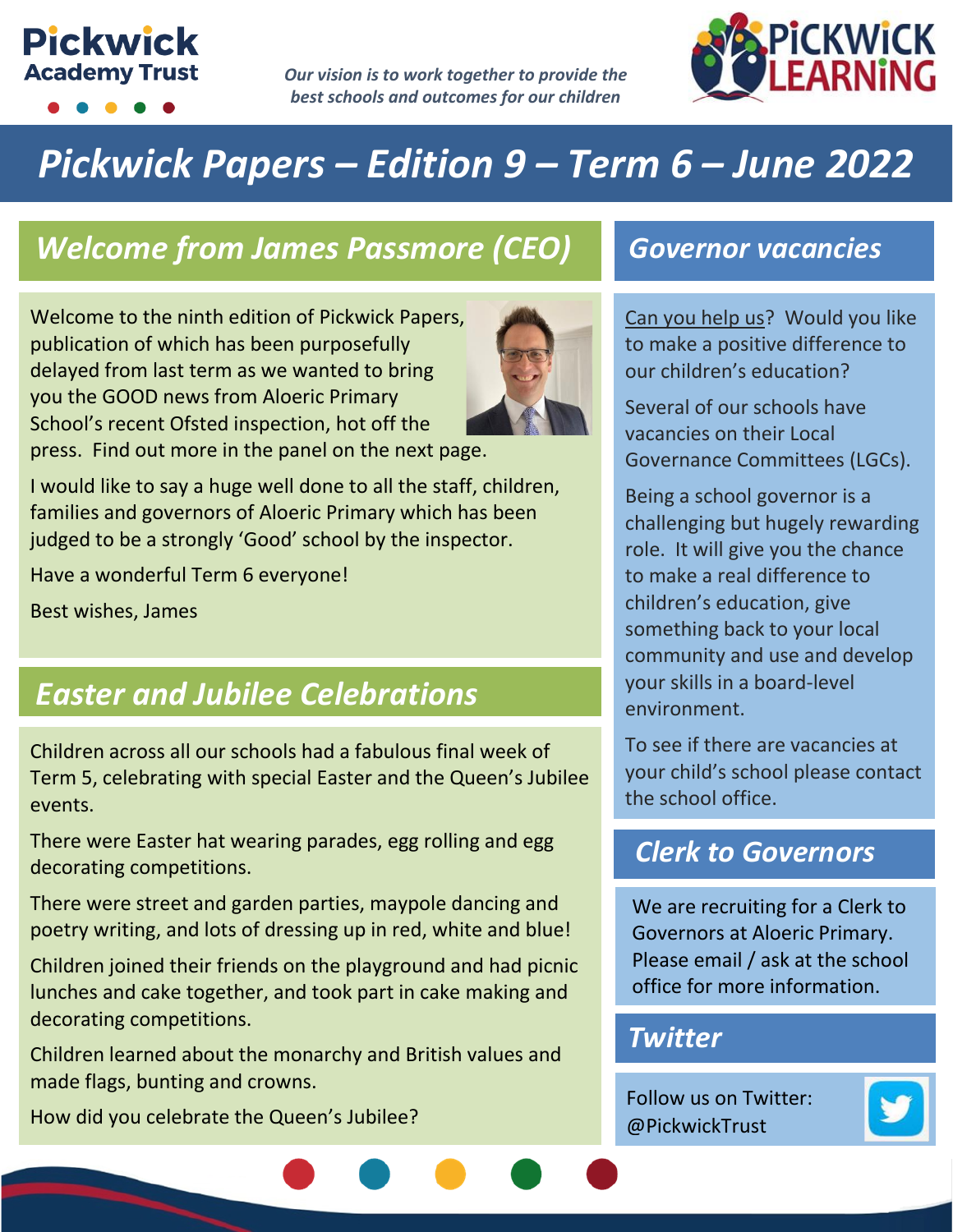Pickwick Academy Trust

*Our vision is to work together to provide the best schools and outcomes for our children*

PICKWICK LEARNING

# Pickwick Papers – Edition 9 – Term 6 – June 2022

## Welcome from James Passmore (CEO)

Welcome to the ninth edition of Pickwick Papers, publication of which has been purposefully delayed from last term as we wanted to bring you the GOOD news from Aloeric Primary School's recent Ofsted inspection, hot off the press. Find out more in the panel on the next page.

I would like to say a huge well done to all the staff, children, families and governors of Aloeric Primary which has been judged to be a strongly 'Good' school by the inspector.

Have a wonderful Term 6 everyone!

Best wishes, James

## Easter and Jubilee Celebrations

Children across all our schools had a fabulous final week of Term 5, celebrating with special Easter and the Queen's Jubilee events.

There were Easter hat wearing parades, egg rolling and egg decorating competitions.

There were street and garden parties, maypole dancing and poetry writing, and lots of dressing up in red, white and blue!

Children joined their friends on the playground and had picnic lunches and cake together, and took part in cake making and decorating competitions.

Children learned about the monarchy and British values and made flags, bunting and crowns.

How did you celebrate the Queen's Jubilee?

## Governor vacancies

Can you help us? Would you like to make a positive difference to our children's education?

Several of our schools have vacancies on their Local Governance Committees (LGCs).

Being a school governor is a challenging but hugely rewarding role. It will give you the chance to make a real difference to children's education, give something back to your local community and use and develop your skills in a board-level environment.

To see if there are vacancies at your child's school please contact the school office.

## Clerk to Governors

We are recruiting for a Clerk to Governors at Aloeric Primary. Please email / ask at the school office for more information.

## Twitter

Follow us on Twitter: @PickwickTrust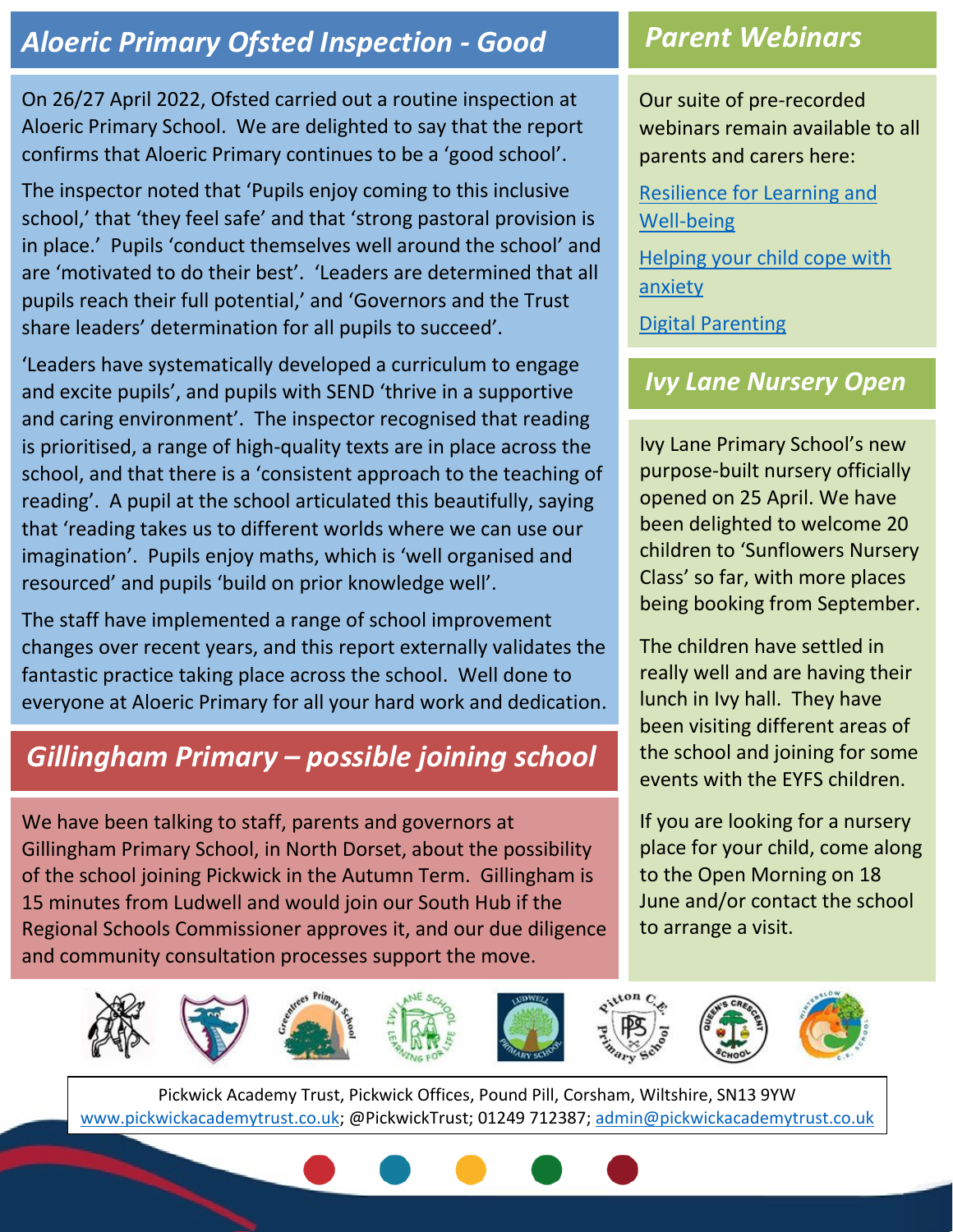## *Aloeric Primary Ofsted Inspection - Good*

On 26/27 April 2022, Ofsted carried out a routine inspection at Aloeric Primary School. We are delighted to say that the report confirms that Aloeric Primary continues to be a 'good school'.

The inspector noted that 'Pupils enjoy coming to this inclusive school,' that 'they feel safe' and that 'strong pastoral provision is in place.' Pupils 'conduct themselves well around the school' and are 'motivated to do their best'. 'Leaders are determined that all pupils reach their full potential,' and 'Governors and the Trust share leaders' determination for all pupils to succeed'.

'Leaders have systematically developed a curriculum to engage and excite pupils', and pupils with SEND 'thrive in a supportive and caring environment'. The inspector recognised that reading is prioritised, a range of high-quality texts are in place across the school, and that there is a 'consistent approach to the teaching of reading'. A pupil at the school articulated this beautifully, saying that 'reading takes us to different worlds where we can use our imagination'. Pupils enjoy maths, which is 'well organised and resourced' and pupils 'build on prior knowledge well'.

The staff have implemented a range of school improvement changes over recent years, and this report externally validates the fantastic practice taking place across the school. Well done to everyone at Aloeric Primary for all your hard work and dedication.

## *Gillingham Primary – possible joining school*

We have been talking to staff, parents and governors at Gillingham Primary School, in North Dorset, about the possibility of the school joining Pickwick in the Autumn Term. Gillingham is 15 minutes from Ludwell and would join our South Hub if the Regional Schools Commissioner approves it, and our due diligence and community consultation processes support the move.

## *Parent Webinars*

Our suite of pre-recorded webinars remain available to all parents and carers here:

Resilience for Learning and Well-being

Helping your child cope with anxiety

Digital Parenting

## *Ivy Lane Nursery Open*

Ivy Lane Primary School's new purpose-built nursery officially opened on 25 April. We have been delighted to welcome 20 children to 'Sunflowers Nursery Class' so far, with more places being booking from September.

The children have settled in really well and are having their lunch in Ivy hall. They have been visiting different areas of the school and joining for some events with the EYFS children.

If you are looking for a nursery place for your child, come along to the Open Morning on 18 June and/or contact the school to arrange a visit.

Pickwick Academy Trust, Pickwick Offices, Pound Pill, Corsham, Wiltshire, SN13 9YW
www.pickwickacademytrust.co.uk; @PickwickTrust; 01249 712387; admin@pickwickacademytrust.co.uk